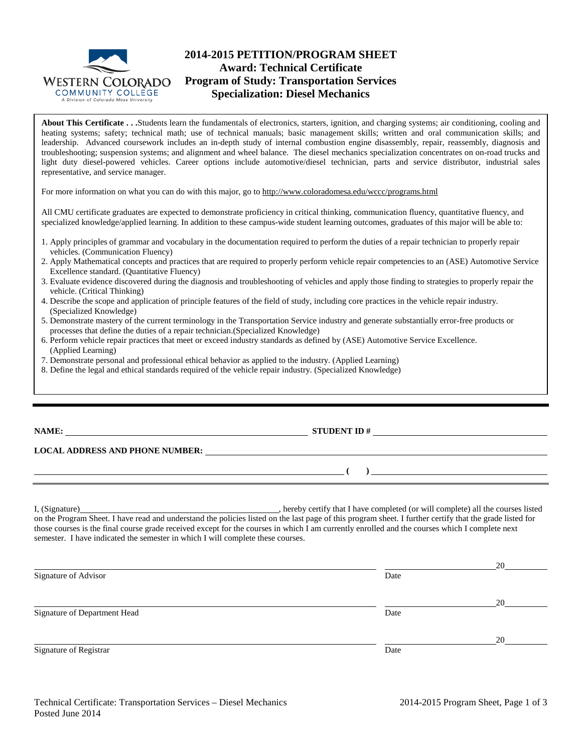WESTERN COLORADO COMMUNITY COLLEGE
A Division of Colorado Mesa University

# 2014-2015 PETITION/PROGRAM SHEET
## Award: Technical Certificate
## Program of Study: Transportation Services
## Specialization: Diesel Mechanics

**About This Certificate . . .** Students learn the fundamentals of electronics, starters, ignition, and charging systems; air conditioning, cooling and heating systems; safety; technical math; use of technical manuals; basic management skills; written and oral communication skills; and leadership. Advanced coursework includes an in-depth study of internal combustion engine disassembly, repair, reassembly, diagnosis and troubleshooting; suspension systems; and alignment and wheel balance. The diesel mechanics specialization concentrates on on-road trucks and light duty diesel-powered vehicles. Career options include automotive/diesel technician, parts and service distributor, industrial sales representative, and service manager.

For more information on what you can do with this major, go to http://www.coloradomesa.edu/wccc/programs.html

All CMU certificate graduates are expected to demonstrate proficiency in critical thinking, communication fluency, quantitative fluency, and specialized knowledge/applied learning. In addition to these campus-wide student learning outcomes, graduates of this major will be able to:

1. Apply principles of grammar and vocabulary in the documentation required to perform the duties of a repair technician to properly repair vehicles. (Communication Fluency)
2. Apply Mathematical concepts and practices that are required to properly perform vehicle repair competencies to an (ASE) Automotive Service Excellence standard. (Quantitative Fluency)
3. Evaluate evidence discovered during the diagnosis and troubleshooting of vehicles and apply those finding to strategies to properly repair the vehicle. (Critical Thinking)
4. Describe the scope and application of principle features of the field of study, including core practices in the vehicle repair industry. (Specialized Knowledge)
5. Demonstrate mastery of the current terminology in the Transportation Service industry and generate substantially error-free products or processes that define the duties of a repair technician.(Specialized Knowledge)
6. Perform vehicle repair practices that meet or exceed industry standards as defined by (ASE) Automotive Service Excellence. (Applied Learning)
7. Demonstrate personal and professional ethical behavior as applied to the industry. (Applied Learning)
8. Define the legal and ethical standards required of the vehicle repair industry. (Specialized Knowledge)

---

**NAME:** ______________________________ **STUDENT ID #** ______________________________

**LOCAL ADDRESS AND PHONE NUMBER:** ______________________________

______________________________ **( )** ______________________________

I, (Signature)______________________________, hereby certify that I have completed (or will complete) all the courses listed on the Program Sheet. I have read and understand the policies listed on the last page of this program sheet. I further certify that the grade listed for those courses is the final course grade received except for the courses in which I am currently enrolled and the courses which I complete next semester. I have indicated the semester in which I will complete these courses.

______________________________ ______________ 20______
Signature of Advisor Date

______________________________ ______________ 20______
Signature of Department Head Date

______________________________ ______________ 20______
Signature of Registrar Date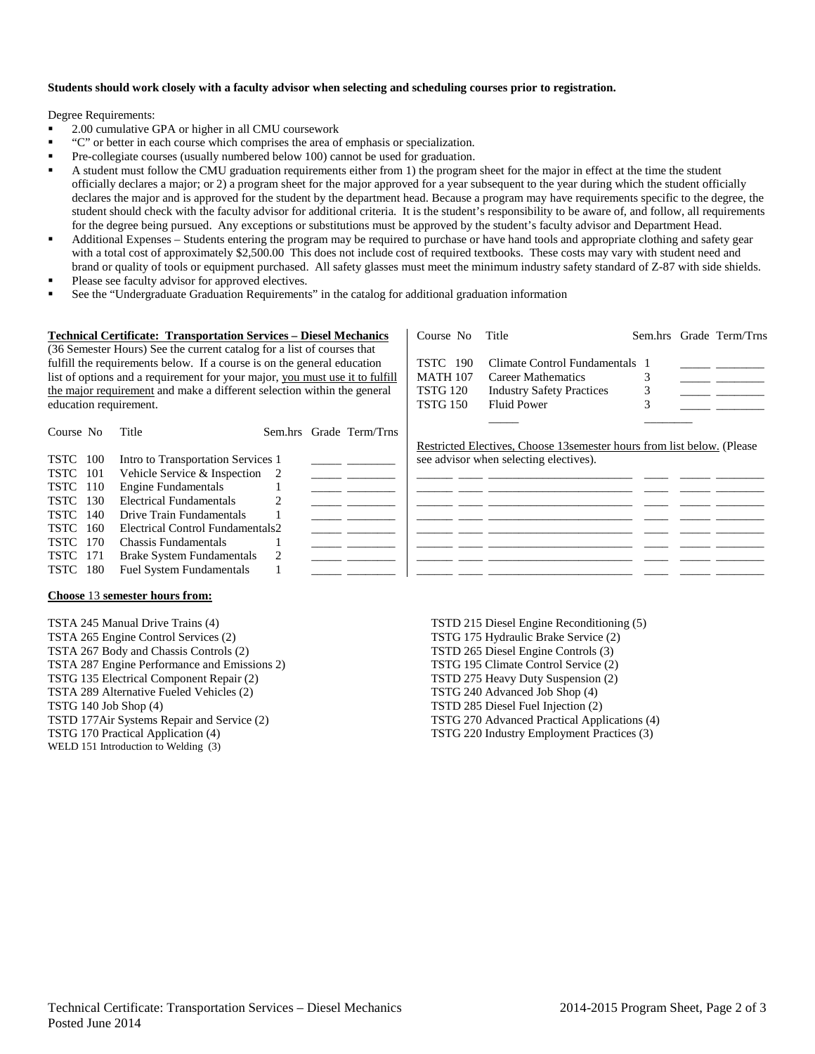**Students should work closely with a faculty advisor when selecting and scheduling courses prior to registration.**

Degree Requirements:

- 2.00 cumulative GPA or higher in all CMU coursework
- "C" or better in each course which comprises the area of emphasis or specialization.
- Pre-collegiate courses (usually numbered below 100) cannot be used for graduation.
- A student must follow the CMU graduation requirements either from 1) the program sheet for the major in effect at the time the student officially declares a major; or 2) a program sheet for the major approved for a year subsequent to the year during which the student officially declares the major and is approved for the student by the department head. Because a program may have requirements specific to the degree, the student should check with the faculty advisor for additional criteria. It is the student's responsibility to be aware of, and follow, all requirements for the degree being pursued. Any exceptions or substitutions must be approved by the student's faculty advisor and Department Head.
- Additional Expenses – Students entering the program may be required to purchase or have hand tools and appropriate clothing and safety gear with a total cost of approximately $2,500.00 This does not include cost of required textbooks. These costs may vary with student need and brand or quality of tools or equipment purchased. All safety glasses must meet the minimum industry safety standard of Z-87 with side shields.
- Please see faculty advisor for approved electives.
- See the "Undergraduate Graduation Requirements" in the catalog for additional graduation information

**Technical Certificate: Transportation Services – Diesel Mechanics**

(36 Semester Hours) See the current catalog for a list of courses that fulfill the requirements below. If a course is on the general education list of options and a requirement for your major, you must use it to fulfill the major requirement and make a different selection within the general education requirement.

| Course No | Title | Sem.hrs | Grade | Term/Trns |
|---|---|---|---|---|
| TSTC 100 | Intro to Transportation Services | 1 | _____ | ________ |
| TSTC 101 | Vehicle Service & Inspection | 2 | _____ | ________ |
| TSTC 110 | Engine Fundamentals | 1 | _____ | ________ |
| TSTC 130 | Electrical Fundamentals | 2 | _____ | ________ |
| TSTC 140 | Drive Train Fundamentals | 1 | _____ | ________ |
| TSTC 160 | Electrical Control Fundamentals | 2 | _____ | ________ |
| TSTC 170 | Chassis Fundamentals | 1 | _____ | ________ |
| TSTC 171 | Brake System Fundamentals | 2 | _____ | ________ |
| TSTC 180 | Fuel System Fundamentals | 1 | _____ | ________ |
| TSTC 190 | Climate Control Fundamentals | 1 | _____ | ________ |
| MATH 107 | Career Mathematics | 3 | _____ | ________ |
| TSTG 120 | Industry Safety Practices | 3 | _____ | ________ |
| TSTG 150 | Fluid Power | 3 | _____ | ________ |

Restricted Electives, Choose 13semester hours from list below. (Please see advisor when selecting electives).

| Course No | | Title | Sem.hrs | Grade | Term/Trns |
|---|---|---|---|---|---|
| ______ | ____ | ______________________ | ____ | _____ | ________ |
| ______ | ____ | ______________________ | ____ | _____ | ________ |
| ______ | ____ | ______________________ | ____ | _____ | ________ |
| ______ | ____ | ______________________ | ____ | _____ | ________ |
| ______ | ____ | ______________________ | ____ | _____ | ________ |
| ______ | ____ | ______________________ | ____ | _____ | ________ |
| ______ | ____ | ______________________ | ____ | _____ | ________ |
| ______ | ____ | ______________________ | ____ | _____ | ________ |

**Choose 13 semester hours from:**

TSTA 245 Manual Drive Trains (4)
TSTA 265 Engine Control Services (2)
TSTA 267 Body and Chassis Controls (2)
TSTA 287 Engine Performance and Emissions 2)
TSTG 135 Electrical Component Repair (2)
TSTA 289 Alternative Fueled Vehicles (2)
TSTG 140 Job Shop (4)
TSTD 177Air Systems Repair and Service (2)
TSTG 170 Practical Application (4)
WELD 151 Introduction to Welding (3)
TSTD 215 Diesel Engine Reconditioning (5)
TSTG 175 Hydraulic Brake Service (2)
TSTD 265 Diesel Engine Controls (3)
TSTG 195 Climate Control Service (2)
TSTD 275 Heavy Duty Suspension (2)
TSTG 240 Advanced Job Shop (4)
TSTD 285 Diesel Fuel Injection (2)
TSTG 270 Advanced Practical Applications (4)
TSTG 220 Industry Employment Practices (3)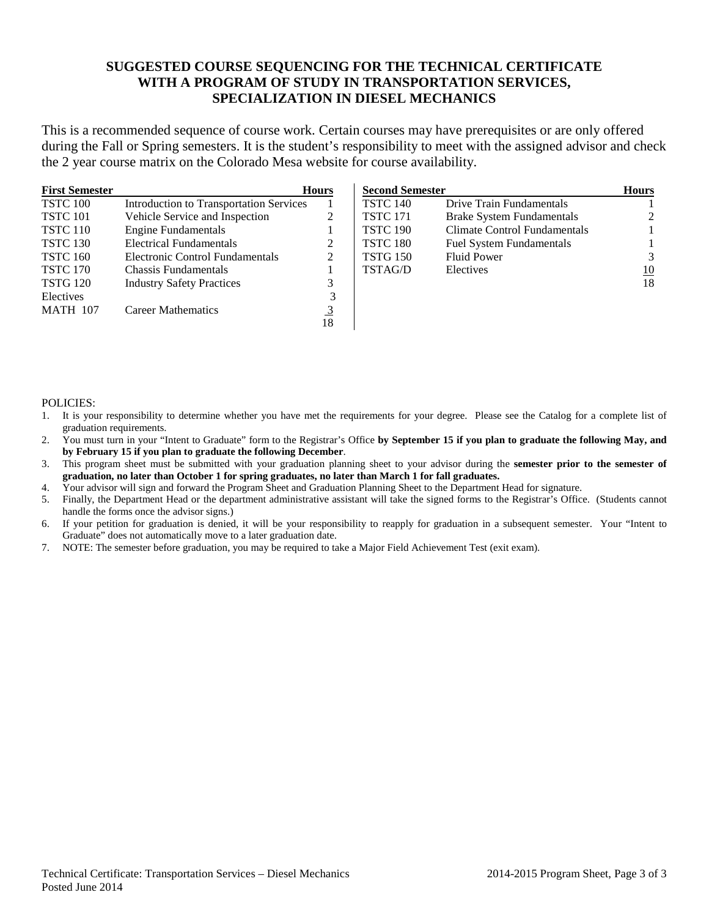## SUGGESTED COURSE SEQUENCING FOR THE TECHNICAL CERTIFICATE WITH A PROGRAM OF STUDY IN TRANSPORTATION SERVICES, SPECIALIZATION IN DIESEL MECHANICS

This is a recommended sequence of course work. Certain courses may have prerequisites or are only offered during the Fall or Spring semesters. It is the student's responsibility to meet with the assigned advisor and check the 2 year course matrix on the Colorado Mesa website for course availability.

| First Semester | | Hours |
|---|---|---|
| TSTC 100 | Introduction to Transportation Services | 1 |
| TSTC 101 | Vehicle Service and Inspection | 2 |
| TSTC 110 | Engine Fundamentals | 1 |
| TSTC 130 | Electrical Fundamentals | 2 |
| TSTC 160 | Electronic Control Fundamentals | 2 |
| TSTC 170 | Chassis Fundamentals | 1 |
| TSTG 120 | Industry Safety Practices | 3 |
| Electives | | 3 |
| MATH 107 | Career Mathematics | 3 |
| | | 18 |

| Second Semester | | Hours |
|---|---|---|
| TSTC 140 | Drive Train Fundamentals | 1 |
| TSTC 171 | Brake System Fundamentals | 2 |
| TSTC 190 | Climate Control Fundamentals | 1 |
| TSTC 180 | Fuel System Fundamentals | 1 |
| TSTG 150 | Fluid Power | 3 |
| TSTAG/D | Electives | 10 |
| | | 18 |

POLICIES:

1. It is your responsibility to determine whether you have met the requirements for your degree. Please see the Catalog for a complete list of graduation requirements.
2. You must turn in your "Intent to Graduate" form to the Registrar's Office **by September 15 if you plan to graduate the following May, and by February 15 if you plan to graduate the following December**.
3. This program sheet must be submitted with your graduation planning sheet to your advisor during the **semester prior to the semester of graduation, no later than October 1 for spring graduates, no later than March 1 for fall graduates.**
4. Your advisor will sign and forward the Program Sheet and Graduation Planning Sheet to the Department Head for signature.
5. Finally, the Department Head or the department administrative assistant will take the signed forms to the Registrar's Office. (Students cannot handle the forms once the advisor signs.)
6. If your petition for graduation is denied, it will be your responsibility to reapply for graduation in a subsequent semester. Your "Intent to Graduate" does not automatically move to a later graduation date.
7. NOTE: The semester before graduation, you may be required to take a Major Field Achievement Test (exit exam).